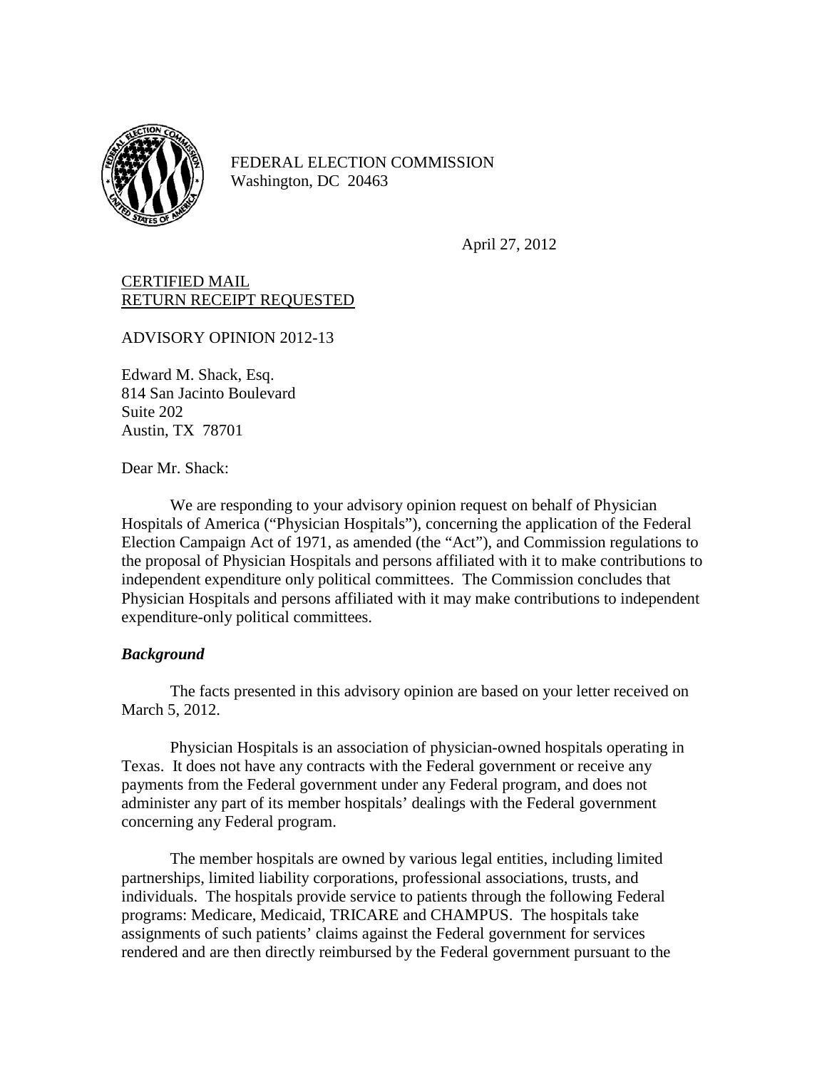FEDERAL ELECTION COMMISSION
Washington, DC 20463

April 27, 2012

<u>CERTIFIED MAIL</u>
<u>RETURN RECEIPT REQUESTED</u>

ADVISORY OPINION 2012-13

Edward M. Shack, Esq.
814 San Jacinto Boulevard
Suite 202
Austin, TX 78701

Dear Mr. Shack:

We are responding to your advisory opinion request on behalf of Physician Hospitals of America ("Physician Hospitals"), concerning the application of the Federal Election Campaign Act of 1971, as amended (the "Act"), and Commission regulations to the proposal of Physician Hospitals and persons affiliated with it to make contributions to independent expenditure only political committees. The Commission concludes that Physician Hospitals and persons affiliated with it may make contributions to independent expenditure-only political committees.

***Background***

The facts presented in this advisory opinion are based on your letter received on March 5, 2012.

Physician Hospitals is an association of physician-owned hospitals operating in Texas. It does not have any contracts with the Federal government or receive any payments from the Federal government under any Federal program, and does not administer any part of its member hospitals' dealings with the Federal government concerning any Federal program.

The member hospitals are owned by various legal entities, including limited partnerships, limited liability corporations, professional associations, trusts, and individuals. The hospitals provide service to patients through the following Federal programs: Medicare, Medicaid, TRICARE and CHAMPUS. The hospitals take assignments of such patients' claims against the Federal government for services rendered and are then directly reimbursed by the Federal government pursuant to the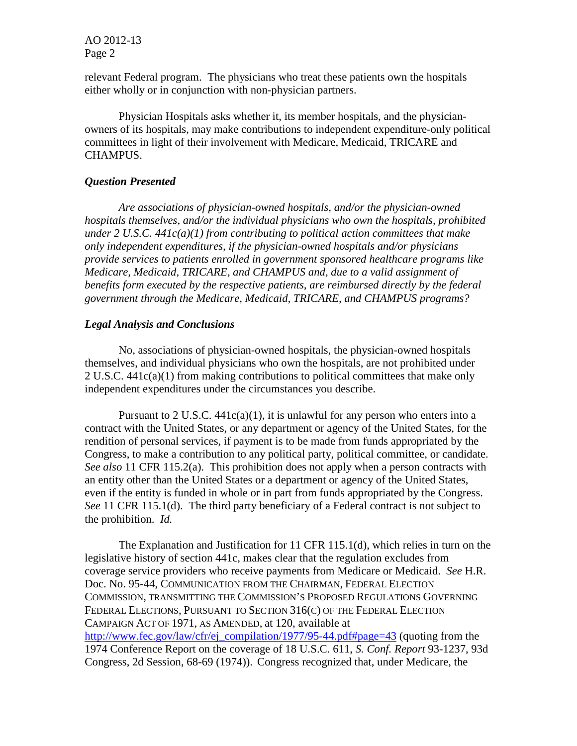relevant Federal program. The physicians who treat these patients own the hospitals either wholly or in conjunction with non-physician partners.

Physician Hospitals asks whether it, its member hospitals, and the physician-owners of its hospitals, may make contributions to independent expenditure-only political committees in light of their involvement with Medicare, Medicaid, TRICARE and CHAMPUS.

### *Question Presented*

*Are associations of physician-owned hospitals, and/or the physician-owned hospitals themselves, and/or the individual physicians who own the hospitals, prohibited under 2 U.S.C. 441c(a)(1) from contributing to political action committees that make only independent expenditures, if the physician-owned hospitals and/or physicians provide services to patients enrolled in government sponsored healthcare programs like Medicare, Medicaid, TRICARE, and CHAMPUS and, due to a valid assignment of benefits form executed by the respective patients, are reimbursed directly by the federal government through the Medicare, Medicaid, TRICARE, and CHAMPUS programs?*

### *Legal Analysis and Conclusions*

No, associations of physician-owned hospitals, the physician-owned hospitals themselves, and individual physicians who own the hospitals, are not prohibited under 2 U.S.C. 441c(a)(1) from making contributions to political committees that make only independent expenditures under the circumstances you describe.

Pursuant to 2 U.S.C. 441c(a)(1), it is unlawful for any person who enters into a contract with the United States, or any department or agency of the United States, for the rendition of personal services, if payment is to be made from funds appropriated by the Congress, to make a contribution to any political party, political committee, or candidate. *See also* 11 CFR 115.2(a). This prohibition does not apply when a person contracts with an entity other than the United States or a department or agency of the United States, even if the entity is funded in whole or in part from funds appropriated by the Congress. *See* 11 CFR 115.1(d). The third party beneficiary of a Federal contract is not subject to the prohibition. *Id.*

The Explanation and Justification for 11 CFR 115.1(d), which relies in turn on the legislative history of section 441c, makes clear that the regulation excludes from coverage service providers who receive payments from Medicare or Medicaid. *See* H.R. Doc. No. 95-44, COMMUNICATION FROM THE CHAIRMAN, FEDERAL ELECTION COMMISSION, TRANSMITTING THE COMMISSION'S PROPOSED REGULATIONS GOVERNING FEDERAL ELECTIONS, PURSUANT TO SECTION 316(C) OF THE FEDERAL ELECTION CAMPAIGN ACT OF 1971, AS AMENDED, at 120, available at http://www.fec.gov/law/cfr/ej_compilation/1977/95-44.pdf#page=43 (quoting from the 1974 Conference Report on the coverage of 18 U.S.C. 611, *S. Conf. Report* 93-1237, 93d Congress, 2d Session, 68-69 (1974)). Congress recognized that, under Medicare, the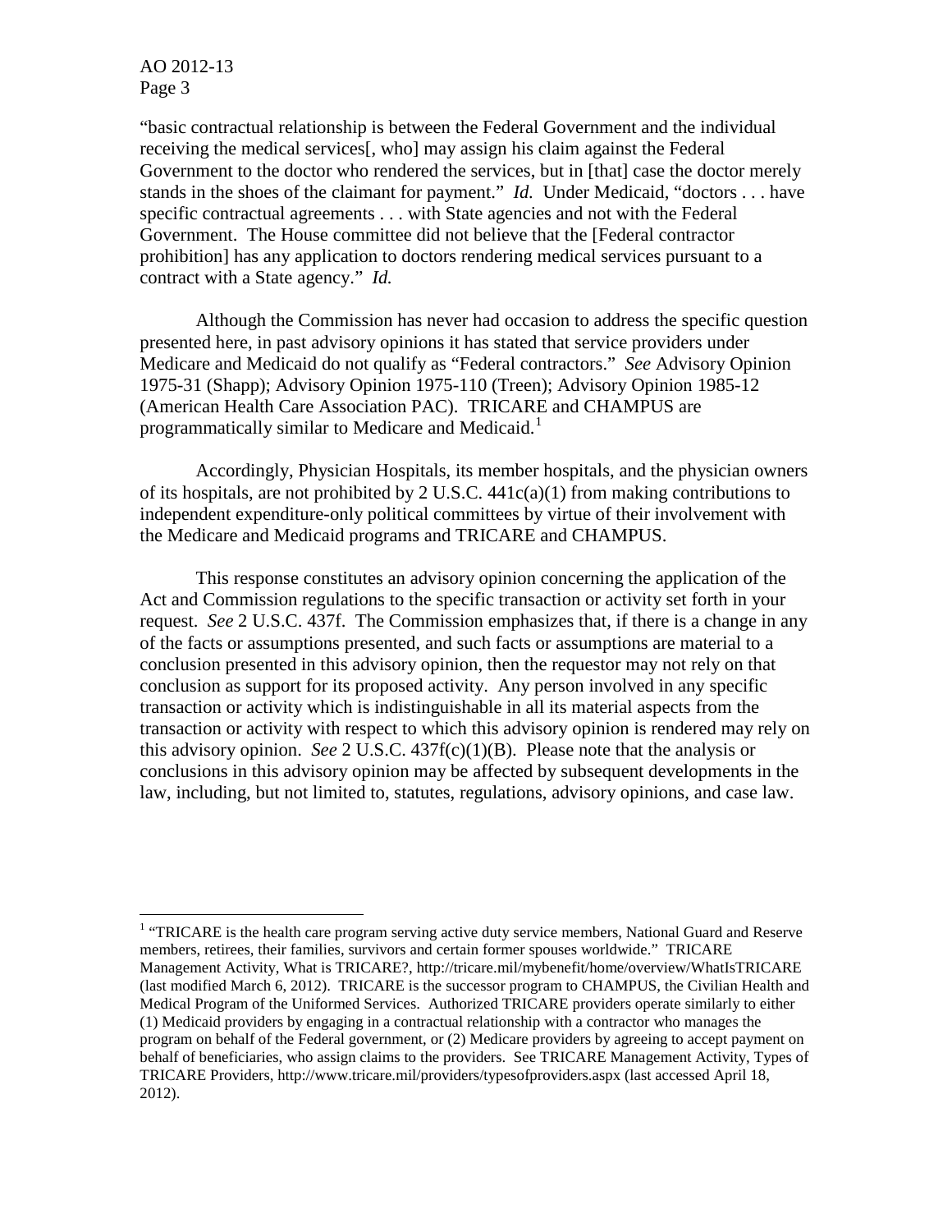"basic contractual relationship is between the Federal Government and the individual receiving the medical services[, who] may assign his claim against the Federal Government to the doctor who rendered the services, but in [that] case the doctor merely stands in the shoes of the claimant for payment." *Id.* Under Medicaid, "doctors . . . have specific contractual agreements . . . with State agencies and not with the Federal Government. The House committee did not believe that the [Federal contractor prohibition] has any application to doctors rendering medical services pursuant to a contract with a State agency." *Id.*

Although the Commission has never had occasion to address the specific question presented here, in past advisory opinions it has stated that service providers under Medicare and Medicaid do not qualify as "Federal contractors." *See* Advisory Opinion 1975-31 (Shapp); Advisory Opinion 1975-110 (Treen); Advisory Opinion 1985-12 (American Health Care Association PAC). TRICARE and CHAMPUS are programmatically similar to Medicare and Medicaid.[1]

Accordingly, Physician Hospitals, its member hospitals, and the physician owners of its hospitals, are not prohibited by 2 U.S.C. 441c(a)(1) from making contributions to independent expenditure-only political committees by virtue of their involvement with the Medicare and Medicaid programs and TRICARE and CHAMPUS.

This response constitutes an advisory opinion concerning the application of the Act and Commission regulations to the specific transaction or activity set forth in your request. *See* 2 U.S.C. 437f. The Commission emphasizes that, if there is a change in any of the facts or assumptions presented, and such facts or assumptions are material to a conclusion presented in this advisory opinion, then the requestor may not rely on that conclusion as support for its proposed activity. Any person involved in any specific transaction or activity which is indistinguishable in all its material aspects from the transaction or activity with respect to which this advisory opinion is rendered may rely on this advisory opinion. *See* 2 U.S.C. 437f(c)(1)(B). Please note that the analysis or conclusions in this advisory opinion may be affected by subsequent developments in the law, including, but not limited to, statutes, regulations, advisory opinions, and case law.

---

[1] "TRICARE is the health care program serving active duty service members, National Guard and Reserve members, retirees, their families, survivors and certain former spouses worldwide." TRICARE Management Activity, What is TRICARE?, http://tricare.mil/mybenefit/home/overview/WhatIsTRICARE (last modified March 6, 2012). TRICARE is the successor program to CHAMPUS, the Civilian Health and Medical Program of the Uniformed Services. Authorized TRICARE providers operate similarly to either (1) Medicaid providers by engaging in a contractual relationship with a contractor who manages the program on behalf of the Federal government, or (2) Medicare providers by agreeing to accept payment on behalf of beneficiaries, who assign claims to the providers. See TRICARE Management Activity, Types of TRICARE Providers, http://www.tricare.mil/providers/typesofproviders.aspx (last accessed April 18, 2012).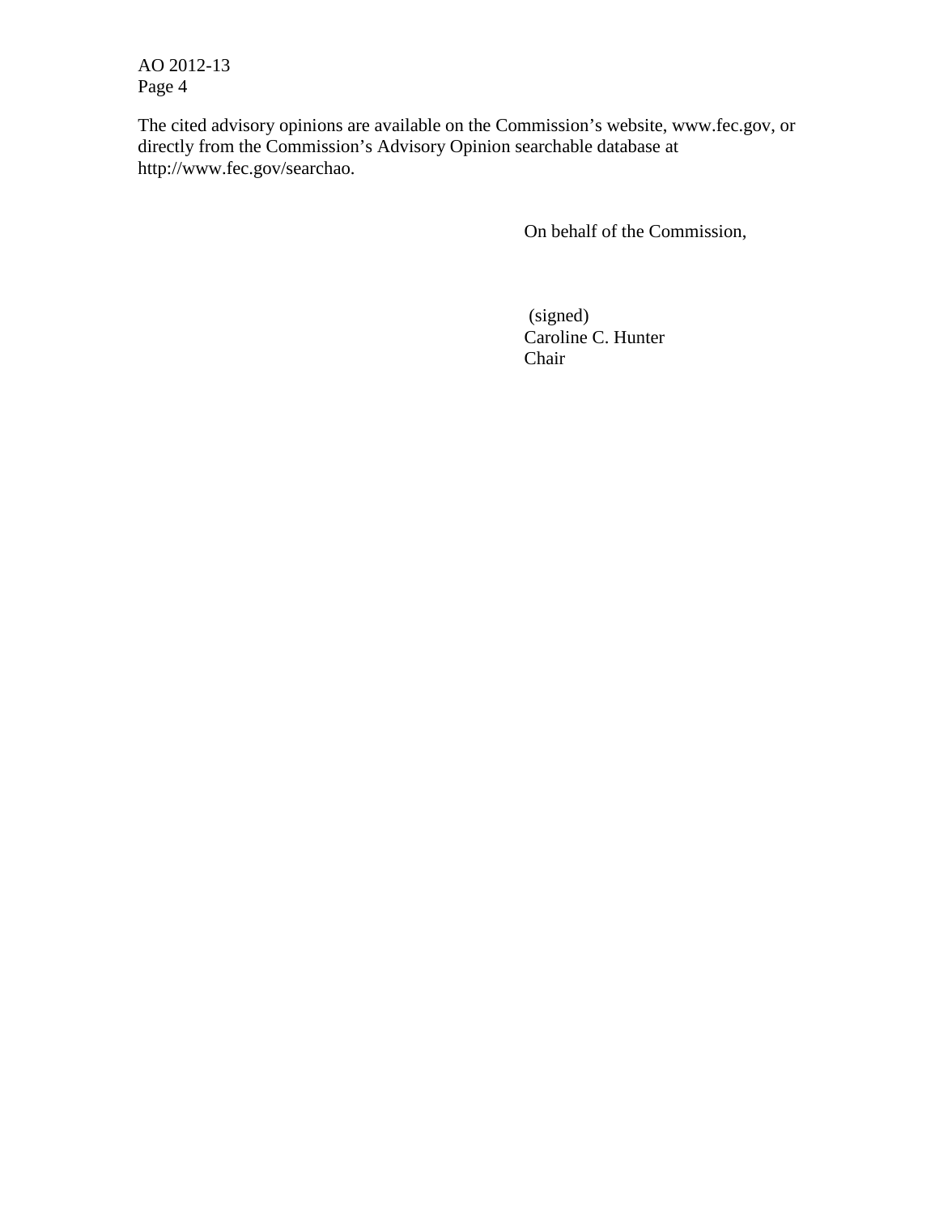The cited advisory opinions are available on the Commission's website, www.fec.gov, or directly from the Commission's Advisory Opinion searchable database at http://www.fec.gov/searchao.

On behalf of the Commission,

(signed)
Caroline C. Hunter
Chair